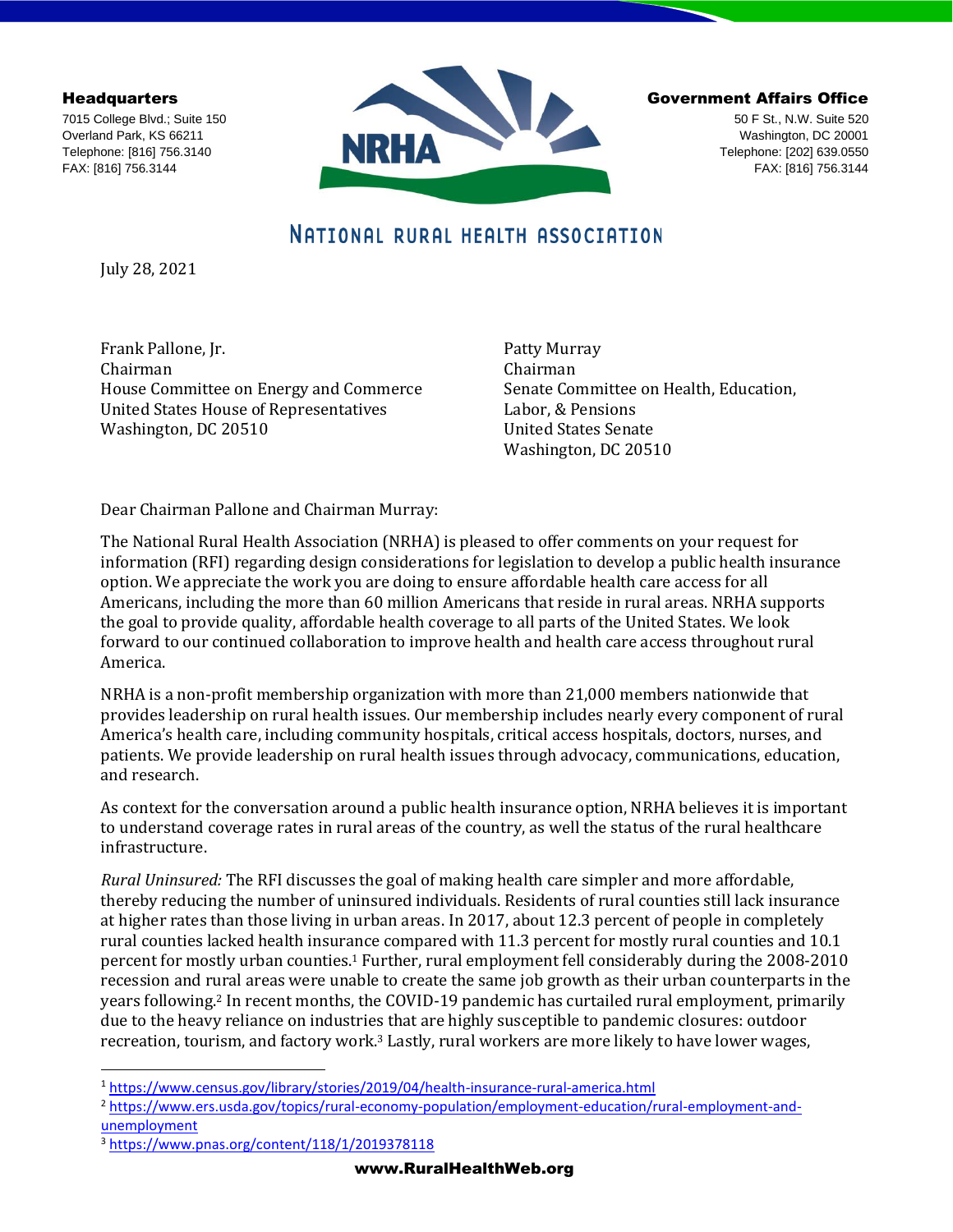**Headquarters**
7015 College Blvd.; Suite 150
Overland Park, KS 66211
Telephone: [816] 756.3140
FAX: [816] 756.3144

**Government Affairs Office**
50 F St., N.W. Suite 520
Washington, DC 20001
Telephone: [202] 639.0550
FAX: [816] 756.3144

NRHA

NATIONAL RURAL HEALTH ASSOCIATION

July 28, 2021

Frank Pallone, Jr.
Chairman
House Committee on Energy and Commerce
United States House of Representatives
Washington, DC 20510

Patty Murray
Chairman
Senate Committee on Health, Education, Labor, & Pensions
United States Senate
Washington, DC 20510

Dear Chairman Pallone and Chairman Murray:

The National Rural Health Association (NRHA) is pleased to offer comments on your request for information (RFI) regarding design considerations for legislation to develop a public health insurance option. We appreciate the work you are doing to ensure affordable health care access for all Americans, including the more than 60 million Americans that reside in rural areas. NRHA supports the goal to provide quality, affordable health coverage to all parts of the United States. We look forward to our continued collaboration to improve health and health care access throughout rural America.

NRHA is a non-profit membership organization with more than 21,000 members nationwide that provides leadership on rural health issues. Our membership includes nearly every component of rural America's health care, including community hospitals, critical access hospitals, doctors, nurses, and patients. We provide leadership on rural health issues through advocacy, communications, education, and research.

As context for the conversation around a public health insurance option, NRHA believes it is important to understand coverage rates in rural areas of the country, as well the status of the rural healthcare infrastructure.

*Rural Uninsured:* The RFI discusses the goal of making health care simpler and more affordable, thereby reducing the number of uninsured individuals. Residents of rural counties still lack insurance at higher rates than those living in urban areas. In 2017, about 12.3 percent of people in completely rural counties lacked health insurance compared with 11.3 percent for mostly rural counties and 10.1 percent for mostly urban counties.[1] Further, rural employment fell considerably during the 2008-2010 recession and rural areas were unable to create the same job growth as their urban counterparts in the years following.[2] In recent months, the COVID-19 pandemic has curtailed rural employment, primarily due to the heavy reliance on industries that are highly susceptible to pandemic closures: outdoor recreation, tourism, and factory work.[3] Lastly, rural workers are more likely to have lower wages,

---

[1] https://www.census.gov/library/stories/2019/04/health-insurance-rural-america.html
[2] https://www.ers.usda.gov/topics/rural-economy-population/employment-education/rural-employment-and-unemployment
[3] https://www.pnas.org/content/118/1/2019378118

www.RuralHealthWeb.org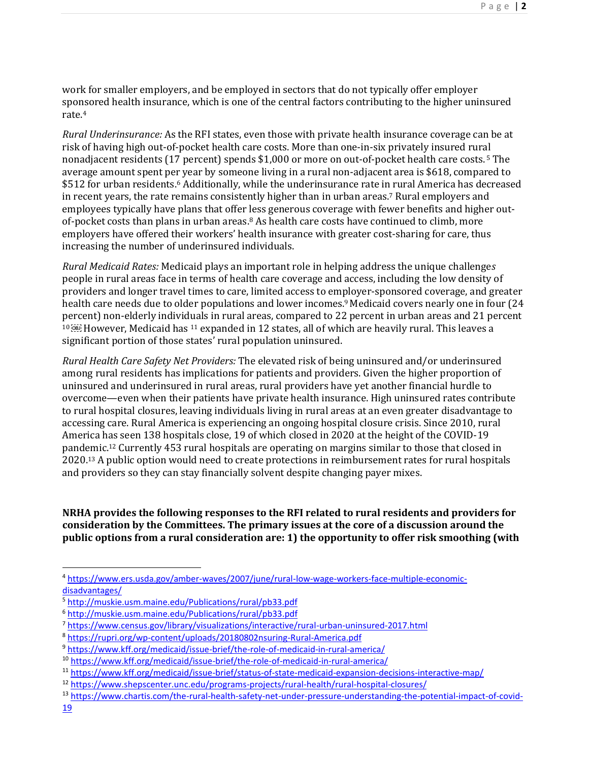work for smaller employers, and be employed in sectors that do not typically offer employer sponsored health insurance, which is one of the central factors contributing to the higher uninsured rate.[4]

*Rural Underinsurance:* As the RFI states, even those with private health insurance coverage can be at risk of having high out-of-pocket health care costs. More than one-in-six privately insured rural nonadjacent residents (17 percent) spends $1,000 or more on out-of-pocket health care costs.[5] The average amount spent per year by someone living in a rural non-adjacent area is $618, compared to $512 for urban residents.[6] Additionally, while the underinsurance rate in rural America has decreased in recent years, the rate remains consistently higher than in urban areas.[7] Rural employers and employees typically have plans that offer less generous coverage with fewer benefits and higher out-of-pocket costs than plans in urban areas.[8] As health care costs have continued to climb, more employers have offered their workers' health insurance with greater cost-sharing for care, thus increasing the number of underinsured individuals.

*Rural Medicaid Rates:* Medicaid plays an important role in helping address the unique challenges people in rural areas face in terms of health care coverage and access, including the low density of providers and longer travel times to care, limited access to employer-sponsored coverage, and greater health care needs due to older populations and lower incomes.[9] Medicaid covers nearly one in four (24 percent) non-elderly individuals in rural areas, compared to 22 percent in urban areas and 21 percent [10] However, Medicaid has [11] expanded in 12 states, all of which are heavily rural. This leaves a significant portion of those states' rural population uninsured.

*Rural Health Care Safety Net Providers:* The elevated risk of being uninsured and/or underinsured among rural residents has implications for patients and providers. Given the higher proportion of uninsured and underinsured in rural areas, rural providers have yet another financial hurdle to overcome—even when their patients have private health insurance. High uninsured rates contribute to rural hospital closures, leaving individuals living in rural areas at an even greater disadvantage to accessing care. Rural America is experiencing an ongoing hospital closure crisis. Since 2010, rural America has seen 138 hospitals close, 19 of which closed in 2020 at the height of the COVID-19 pandemic.[12] Currently 453 rural hospitals are operating on margins similar to those that closed in 2020.[13] A public option would need to create protections in reimbursement rates for rural hospitals and providers so they can stay financially solvent despite changing payer mixes.

**NRHA provides the following responses to the RFI related to rural residents and providers for consideration by the Committees. The primary issues at the core of a discussion around the public options from a rural consideration are: 1) the opportunity to offer risk smoothing (with**

---

[4] https://www.ers.usda.gov/amber-waves/2007/june/rural-low-wage-workers-face-multiple-economic-disadvantages/

[5] http://muskie.usm.maine.edu/Publications/rural/pb33.pdf

[6] http://muskie.usm.maine.edu/Publications/rural/pb33.pdf

[7] https://www.census.gov/library/visualizations/interactive/rural-urban-uninsured-2017.html

[8] https://rupri.org/wp-content/uploads/20180802nsuring-Rural-America.pdf

[9] https://www.kff.org/medicaid/issue-brief/the-role-of-medicaid-in-rural-america/

[10] https://www.kff.org/medicaid/issue-brief/the-role-of-medicaid-in-rural-america/

[11] https://www.kff.org/medicaid/issue-brief/status-of-state-medicaid-expansion-decisions-interactive-map/

[12] https://www.shepscenter.unc.edu/programs-projects/rural-health/rural-hospital-closures/

[13] https://www.chartis.com/the-rural-health-safety-net-under-pressure-understanding-the-potential-impact-of-covid-19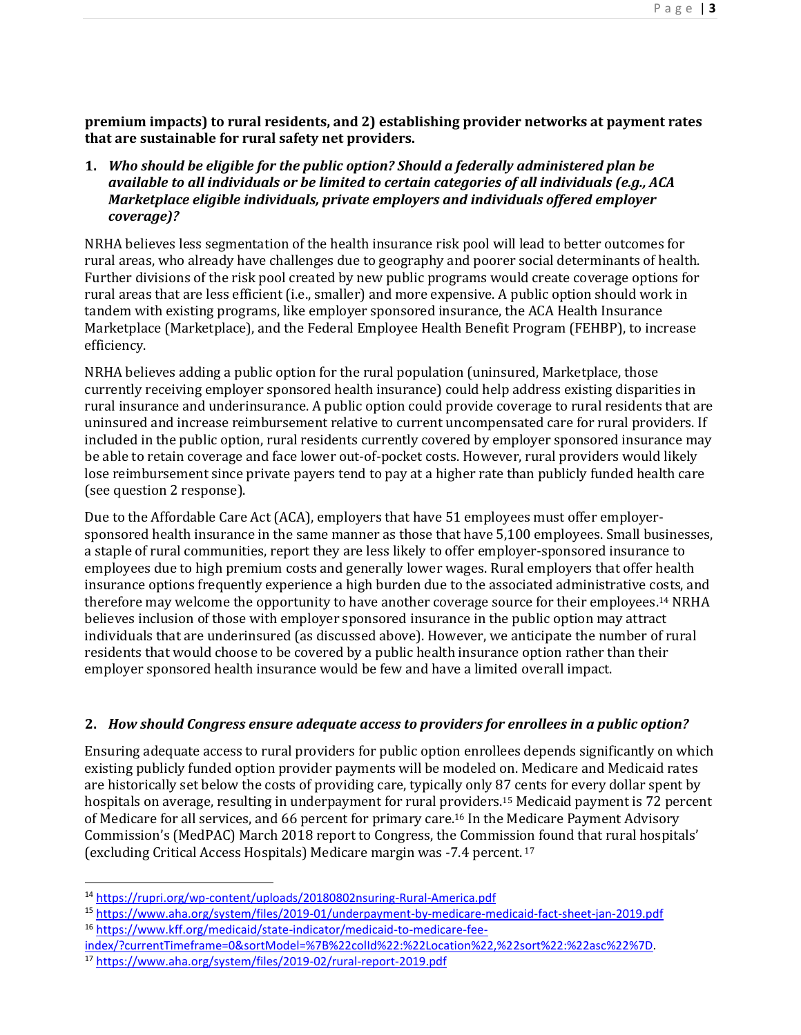**premium impacts) to rural residents, and 2) establishing provider networks at payment rates that are sustainable for rural safety net providers.**

1. ***Who should be eligible for the public option? Should a federally administered plan be available to all individuals or be limited to certain categories of all individuals (e.g., ACA Marketplace eligible individuals, private employers and individuals offered employer coverage)?***

NRHA believes less segmentation of the health insurance risk pool will lead to better outcomes for rural areas, who already have challenges due to geography and poorer social determinants of health. Further divisions of the risk pool created by new public programs would create coverage options for rural areas that are less efficient (i.e., smaller) and more expensive. A public option should work in tandem with existing programs, like employer sponsored insurance, the ACA Health Insurance Marketplace (Marketplace), and the Federal Employee Health Benefit Program (FEHBP), to increase efficiency.

NRHA believes adding a public option for the rural population (uninsured, Marketplace, those currently receiving employer sponsored health insurance) could help address existing disparities in rural insurance and underinsurance. A public option could provide coverage to rural residents that are uninsured and increase reimbursement relative to current uncompensated care for rural providers. If included in the public option, rural residents currently covered by employer sponsored insurance may be able to retain coverage and face lower out-of-pocket costs. However, rural providers would likely lose reimbursement since private payers tend to pay at a higher rate than publicly funded health care (see question 2 response).

Due to the Affordable Care Act (ACA), employers that have 51 employees must offer employer-sponsored health insurance in the same manner as those that have 5,100 employees. Small businesses, a staple of rural communities, report they are less likely to offer employer-sponsored insurance to employees due to high premium costs and generally lower wages. Rural employers that offer health insurance options frequently experience a high burden due to the associated administrative costs, and therefore may welcome the opportunity to have another coverage source for their employees.[14] NRHA believes inclusion of those with employer sponsored insurance in the public option may attract individuals that are underinsured (as discussed above). However, we anticipate the number of rural residents that would choose to be covered by a public health insurance option rather than their employer sponsored health insurance would be few and have a limited overall impact.

2. ***How should Congress ensure adequate access to providers for enrollees in a public option?***

Ensuring adequate access to rural providers for public option enrollees depends significantly on which existing publicly funded option provider payments will be modeled on. Medicare and Medicaid rates are historically set below the costs of providing care, typically only 87 cents for every dollar spent by hospitals on average, resulting in underpayment for rural providers.[15] Medicaid payment is 72 percent of Medicare for all services, and 66 percent for primary care.[16] In the Medicare Payment Advisory Commission's (MedPAC) March 2018 report to Congress, the Commission found that rural hospitals' (excluding Critical Access Hospitals) Medicare margin was -7.4 percent.[17]

---

[14] https://rupri.org/wp-content/uploads/20180802nsuring-Rural-America.pdf

[15] https://www.aha.org/system/files/2019-01/underpayment-by-medicare-medicaid-fact-sheet-jan-2019.pdf

[16] https://www.kff.org/medicaid/state-indicator/medicaid-to-medicare-fee-index/?currentTimeframe=0&sortModel=%7B%22colId%22:%22Location%22,%22sort%22:%22asc%22%7D.

[17] https://www.aha.org/system/files/2019-02/rural-report-2019.pdf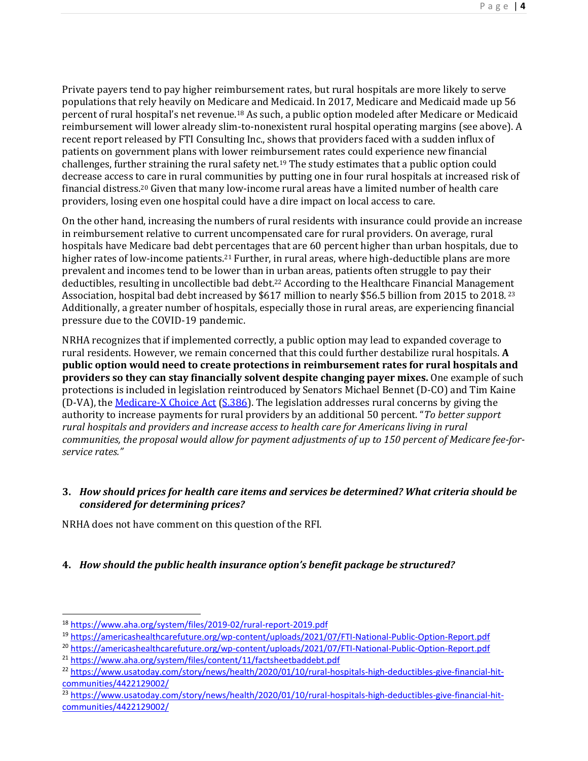Private payers tend to pay higher reimbursement rates, but rural hospitals are more likely to serve populations that rely heavily on Medicare and Medicaid. In 2017, Medicare and Medicaid made up 56 percent of rural hospital's net revenue.[18] As such, a public option modeled after Medicare or Medicaid reimbursement will lower already slim-to-nonexistent rural hospital operating margins (see above). A recent report released by FTI Consulting Inc., shows that providers faced with a sudden influx of patients on government plans with lower reimbursement rates could experience new financial challenges, further straining the rural safety net.[19] The study estimates that a public option could decrease access to care in rural communities by putting one in four rural hospitals at increased risk of financial distress.[20] Given that many low-income rural areas have a limited number of health care providers, losing even one hospital could have a dire impact on local access to care.

On the other hand, increasing the numbers of rural residents with insurance could provide an increase in reimbursement relative to current uncompensated care for rural providers. On average, rural hospitals have Medicare bad debt percentages that are 60 percent higher than urban hospitals, due to higher rates of low-income patients.[21] Further, in rural areas, where high-deductible plans are more prevalent and incomes tend to be lower than in urban areas, patients often struggle to pay their deductibles, resulting in uncollectible bad debt.[22] According to the Healthcare Financial Management Association, hospital bad debt increased by $617 million to nearly $56.5 billion from 2015 to 2018.[23] Additionally, a greater number of hospitals, especially those in rural areas, are experiencing financial pressure due to the COVID-19 pandemic.

NRHA recognizes that if implemented correctly, a public option may lead to expanded coverage to rural residents. However, we remain concerned that this could further destabilize rural hospitals. **A public option would need to create protections in reimbursement rates for rural hospitals and providers so they can stay financially solvent despite changing payer mixes.** One example of such protections is included in legislation reintroduced by Senators Michael Bennet (D-CO) and Tim Kaine (D-VA), the [Medicare-X Choice Act](#) ([S.386](#)). The legislation addresses rural concerns by giving the authority to increase payments for rural providers by an additional 50 percent. "*To better support rural hospitals and providers and increase access to health care for Americans living in rural communities, the proposal would allow for payment adjustments of up to 150 percent of Medicare fee-for-service rates.*"

3. ***How should prices for health care items and services be determined? What criteria should be considered for determining prices?***

NRHA does not have comment on this question of the RFI.

4. ***How should the public health insurance option's benefit package be structured?***

---

[18] https://www.aha.org/system/files/2019-02/rural-report-2019.pdf

[19] https://americashealthcarefuture.org/wp-content/uploads/2021/07/FTI-National-Public-Option-Report.pdf

[20] https://americashealthcarefuture.org/wp-content/uploads/2021/07/FTI-National-Public-Option-Report.pdf

[21] https://www.aha.org/system/files/content/11/factsheetbaddebt.pdf

[22] https://www.usatoday.com/story/news/health/2020/01/10/rural-hospitals-high-deductibles-give-financial-hit-communities/4422129002/

[23] https://www.usatoday.com/story/news/health/2020/01/10/rural-hospitals-high-deductibles-give-financial-hit-communities/4422129002/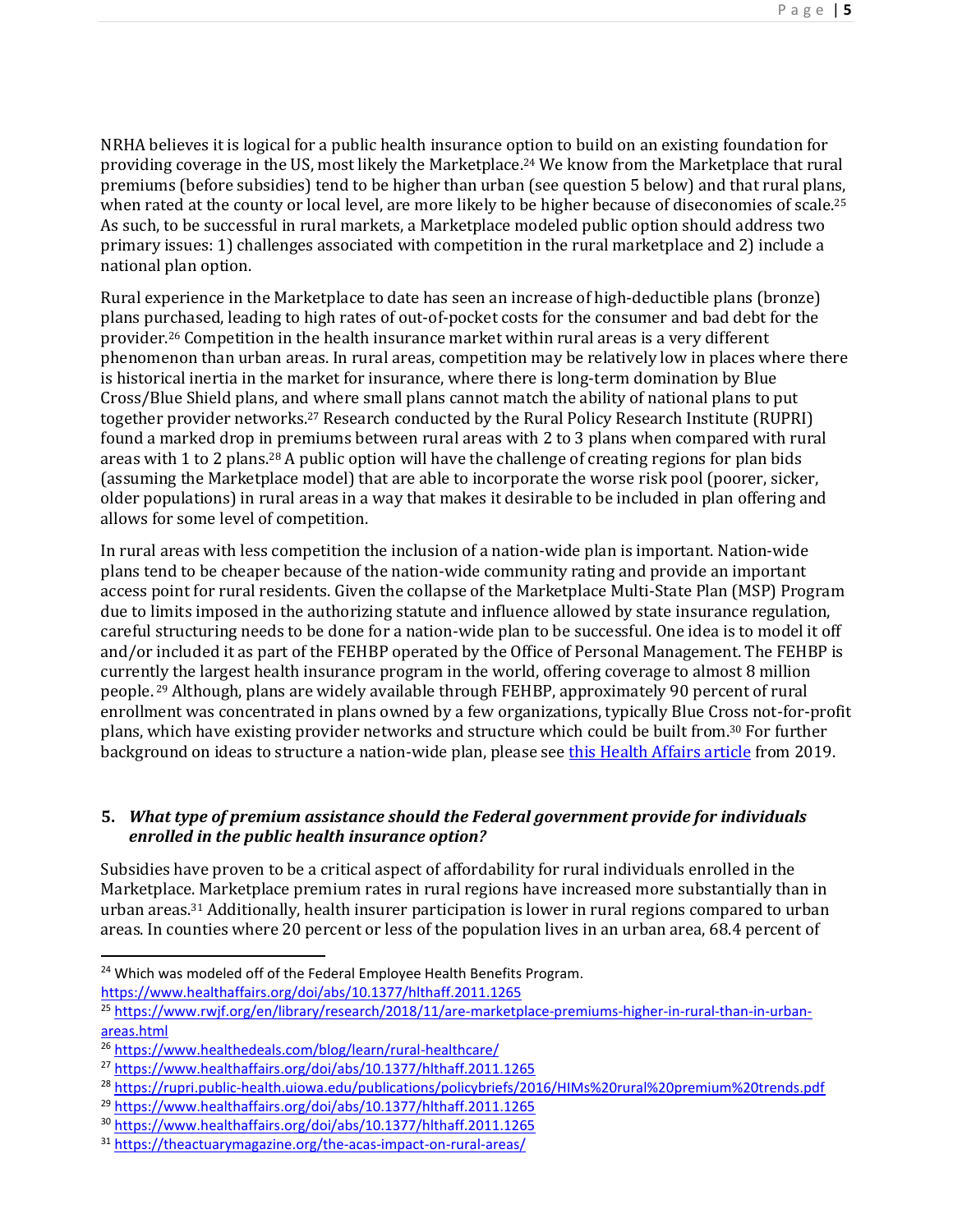NRHA believes it is logical for a public health insurance option to build on an existing foundation for providing coverage in the US, most likely the Marketplace.[24] We know from the Marketplace that rural premiums (before subsidies) tend to be higher than urban (see question 5 below) and that rural plans, when rated at the county or local level, are more likely to be higher because of diseconomies of scale.[25] As such, to be successful in rural markets, a Marketplace modeled public option should address two primary issues: 1) challenges associated with competition in the rural marketplace and 2) include a national plan option.

Rural experience in the Marketplace to date has seen an increase of high-deductible plans (bronze) plans purchased, leading to high rates of out-of-pocket costs for the consumer and bad debt for the provider.[26] Competition in the health insurance market within rural areas is a very different phenomenon than urban areas. In rural areas, competition may be relatively low in places where there is historical inertia in the market for insurance, where there is long-term domination by Blue Cross/Blue Shield plans, and where small plans cannot match the ability of national plans to put together provider networks.[27] Research conducted by the Rural Policy Research Institute (RUPRI) found a marked drop in premiums between rural areas with 2 to 3 plans when compared with rural areas with 1 to 2 plans.[28] A public option will have the challenge of creating regions for plan bids (assuming the Marketplace model) that are able to incorporate the worse risk pool (poorer, sicker, older populations) in rural areas in a way that makes it desirable to be included in plan offering and allows for some level of competition.

In rural areas with less competition the inclusion of a nation-wide plan is important. Nation-wide plans tend to be cheaper because of the nation-wide community rating and provide an important access point for rural residents. Given the collapse of the Marketplace Multi-State Plan (MSP) Program due to limits imposed in the authorizing statute and influence allowed by state insurance regulation, careful structuring needs to be done for a nation-wide plan to be successful. One idea is to model it off and/or included it as part of the FEHBP operated by the Office of Personal Management. The FEHBP is currently the largest health insurance program in the world, offering coverage to almost 8 million people.[29] Although, plans are widely available through FEHBP, approximately 90 percent of rural enrollment was concentrated in plans owned by a few organizations, typically Blue Cross not-for-profit plans, which have existing provider networks and structure which could be built from.[30] For further background on ideas to structure a nation-wide plan, please see this Health Affairs article from 2019.

## 5. *What type of premium assistance should the Federal government provide for individuals enrolled in the public health insurance option?*

Subsidies have proven to be a critical aspect of affordability for rural individuals enrolled in the Marketplace. Marketplace premium rates in rural regions have increased more substantially than in urban areas.[31] Additionally, health insurer participation is lower in rural regions compared to urban areas. In counties where 20 percent or less of the population lives in an urban area, 68.4 percent of

---

[24] Which was modeled off of the Federal Employee Health Benefits Program. https://www.healthaffairs.org/doi/abs/10.1377/hlthaff.2011.1265

[25] https://www.rwjf.org/en/library/research/2018/11/are-marketplace-premiums-higher-in-rural-than-in-urban-areas.html

[26] https://www.healthedeals.com/blog/learn/rural-healthcare/

[27] https://www.healthaffairs.org/doi/abs/10.1377/hlthaff.2011.1265

[28] https://rupri.public-health.uiowa.edu/publications/policybriefs/2016/HIMs%20rural%20premium%20trends.pdf

[29] https://www.healthaffairs.org/doi/abs/10.1377/hlthaff.2011.1265

[30] https://www.healthaffairs.org/doi/abs/10.1377/hlthaff.2011.1265

[31] https://theactuarymagazine.org/the-acas-impact-on-rural-areas/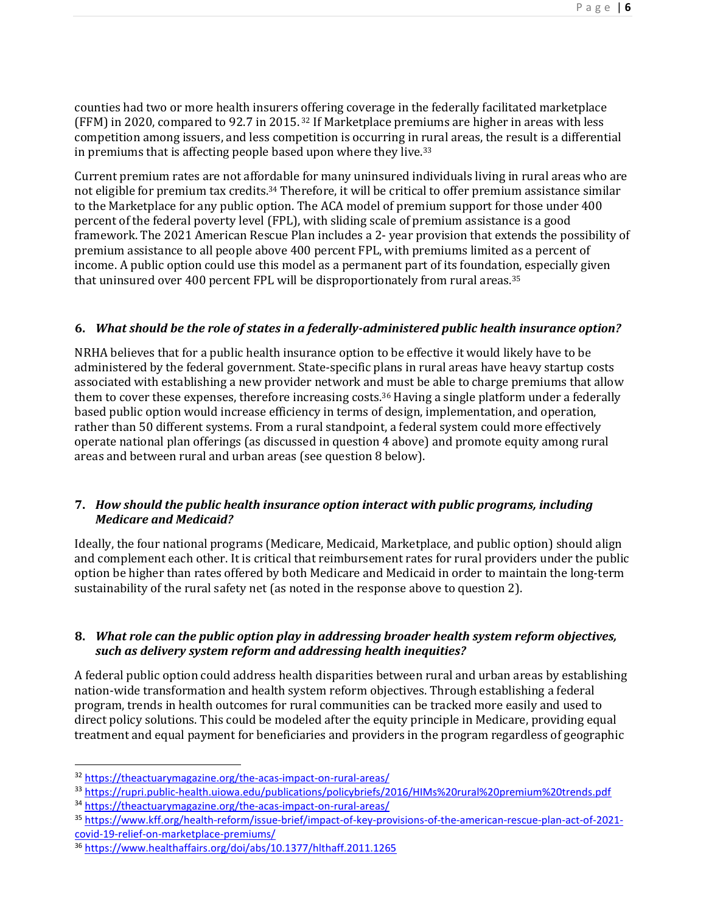counties had two or more health insurers offering coverage in the federally facilitated marketplace (FFM) in 2020, compared to 92.7 in 2015.[32] If Marketplace premiums are higher in areas with less competition among issuers, and less competition is occurring in rural areas, the result is a differential in premiums that is affecting people based upon where they live.[33]

Current premium rates are not affordable for many uninsured individuals living in rural areas who are not eligible for premium tax credits.[34] Therefore, it will be critical to offer premium assistance similar to the Marketplace for any public option. The ACA model of premium support for those under 400 percent of the federal poverty level (FPL), with sliding scale of premium assistance is a good framework. The 2021 American Rescue Plan includes a 2- year provision that extends the possibility of premium assistance to all people above 400 percent FPL, with premiums limited as a percent of income. A public option could use this model as a permanent part of its foundation, especially given that uninsured over 400 percent FPL will be disproportionately from rural areas.[35]

### 6. *What should be the role of states in a federally-administered public health insurance option?*

NRHA believes that for a public health insurance option to be effective it would likely have to be administered by the federal government. State-specific plans in rural areas have heavy startup costs associated with establishing a new provider network and must be able to charge premiums that allow them to cover these expenses, therefore increasing costs.[36] Having a single platform under a federally based public option would increase efficiency in terms of design, implementation, and operation, rather than 50 different systems. From a rural standpoint, a federal system could more effectively operate national plan offerings (as discussed in question 4 above) and promote equity among rural areas and between rural and urban areas (see question 8 below).

### 7. *How should the public health insurance option interact with public programs, including Medicare and Medicaid?*

Ideally, the four national programs (Medicare, Medicaid, Marketplace, and public option) should align and complement each other. It is critical that reimbursement rates for rural providers under the public option be higher than rates offered by both Medicare and Medicaid in order to maintain the long-term sustainability of the rural safety net (as noted in the response above to question 2).

### 8. *What role can the public option play in addressing broader health system reform objectives, such as delivery system reform and addressing health inequities?*

A federal public option could address health disparities between rural and urban areas by establishing nation-wide transformation and health system reform objectives. Through establishing a federal program, trends in health outcomes for rural communities can be tracked more easily and used to direct policy solutions. This could be modeled after the equity principle in Medicare, providing equal treatment and equal payment for beneficiaries and providers in the program regardless of geographic

---

[32] https://theactuarymagazine.org/the-acas-impact-on-rural-areas/

[33] https://rupri.public-health.uiowa.edu/publications/policybriefs/2016/HIMs%20rural%20premium%20trends.pdf

[34] https://theactuarymagazine.org/the-acas-impact-on-rural-areas/

[35] https://www.kff.org/health-reform/issue-brief/impact-of-key-provisions-of-the-american-rescue-plan-act-of-2021-covid-19-relief-on-marketplace-premiums/

[36] https://www.healthaffairs.org/doi/abs/10.1377/hlthaff.2011.1265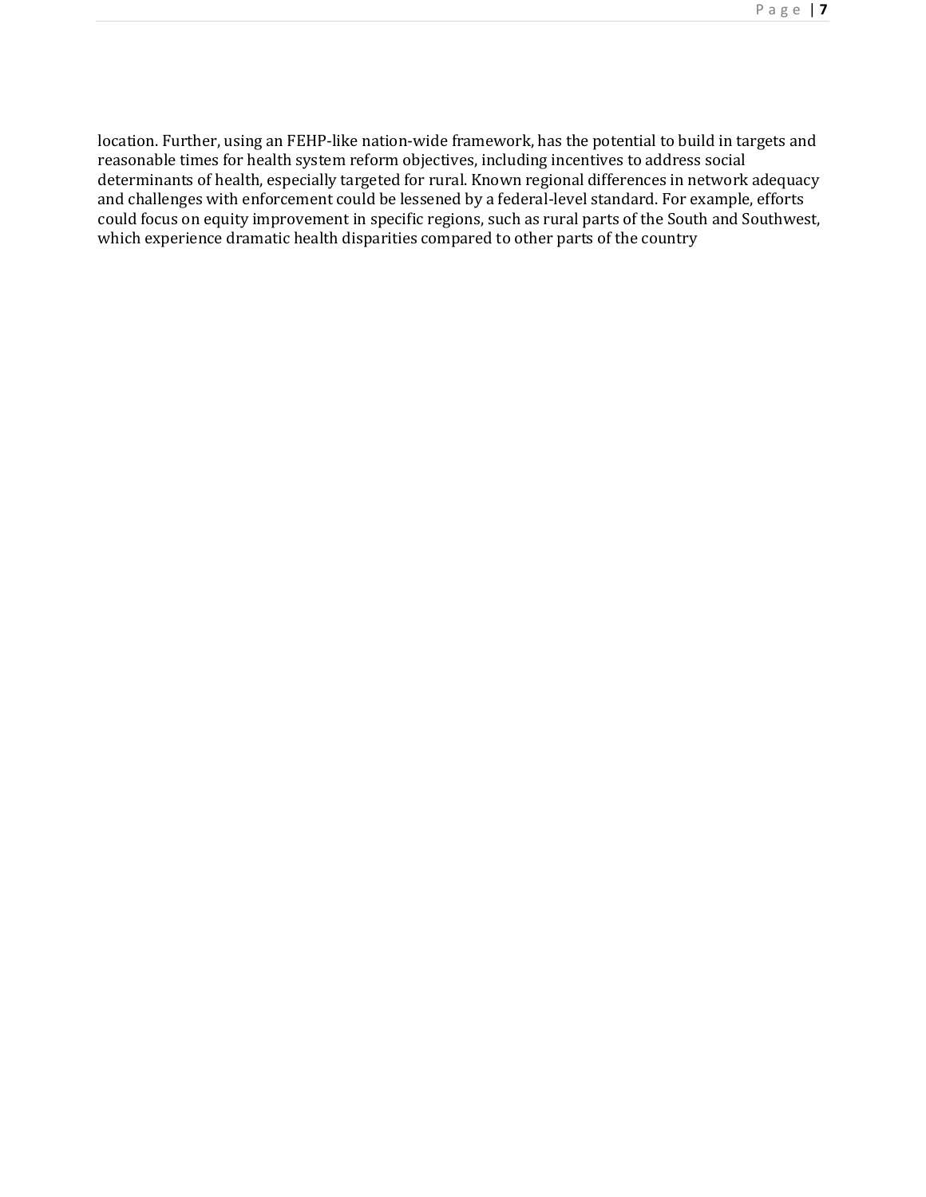location. Further, using an FEHP-like nation-wide framework, has the potential to build in targets and reasonable times for health system reform objectives, including incentives to address social determinants of health, especially targeted for rural. Known regional differences in network adequacy and challenges with enforcement could be lessened by a federal-level standard. For example, efforts could focus on equity improvement in specific regions, such as rural parts of the South and Southwest, which experience dramatic health disparities compared to other parts of the country